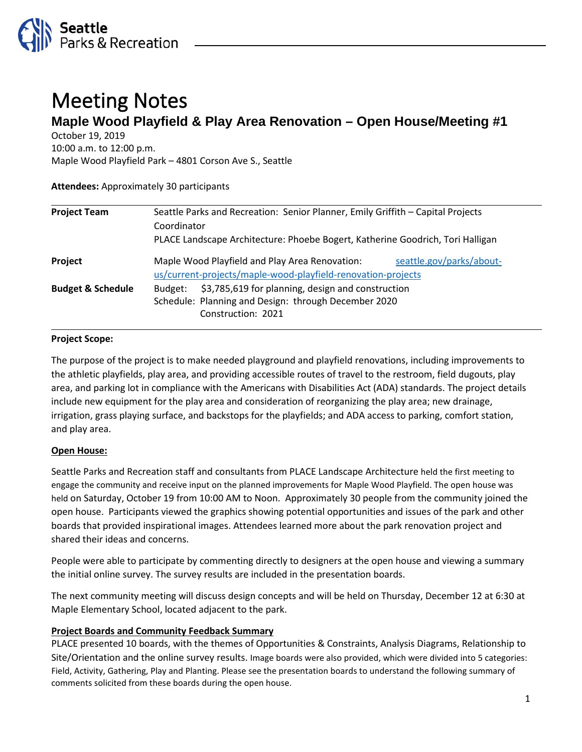# Meeting Notes

## Maple Wood Playfield & Play Area Renovation – Open House/Meeting #1

October 19, 2019
10:00 a.m. to 12:00 p.m.
Maple Wood Playfield Park – 4801 Corson Ave S., Seattle

**Attendees:** Approximately 30 participants

| | |
|---|---|
| **Project Team** | Seattle Parks and Recreation: Senior Planner, Emily Griffith – Capital Projects Coordinator<br>PLACE Landscape Architecture: Phoebe Bogert, Katherine Goodrich, Tori Halligan |
| **Project** | Maple Wood Playfield and Play Area Renovation: seattle.gov/parks/about-us/current-projects/maple-wood-playfield-renovation-projects |
| **Budget & Schedule** | Budget: $3,785,619 for planning, design and construction<br>Schedule: Planning and Design: through December 2020<br>Construction: 2021 |

**Project Scope:**

The purpose of the project is to make needed playground and playfield renovations, including improvements to the athletic playfields, play area, and providing accessible routes of travel to the restroom, field dugouts, play area, and parking lot in compliance with the Americans with Disabilities Act (ADA) standards. The project details include new equipment for the play area and consideration of reorganizing the play area; new drainage, irrigation, grass playing surface, and backstops for the playfields; and ADA access to parking, comfort station, and play area.

**Open House:**

Seattle Parks and Recreation staff and consultants from PLACE Landscape Architecture held the first meeting to engage the community and receive input on the planned improvements for Maple Wood Playfield. The open house was held on Saturday, October 19 from 10:00 AM to Noon. Approximately 30 people from the community joined the open house. Participants viewed the graphics showing potential opportunities and issues of the park and other boards that provided inspirational images. Attendees learned more about the park renovation project and shared their ideas and concerns.

People were able to participate by commenting directly to designers at the open house and viewing a summary the initial online survey. The survey results are included in the presentation boards.

The next community meeting will discuss design concepts and will be held on Thursday, December 12 at 6:30 at Maple Elementary School, located adjacent to the park.

**Project Boards and Community Feedback Summary**

PLACE presented 10 boards, with the themes of Opportunities & Constraints, Analysis Diagrams, Relationship to Site/Orientation and the online survey results. Image boards were also provided, which were divided into 5 categories: Field, Activity, Gathering, Play and Planting. Please see the presentation boards to understand the following summary of comments solicited from these boards during the open house.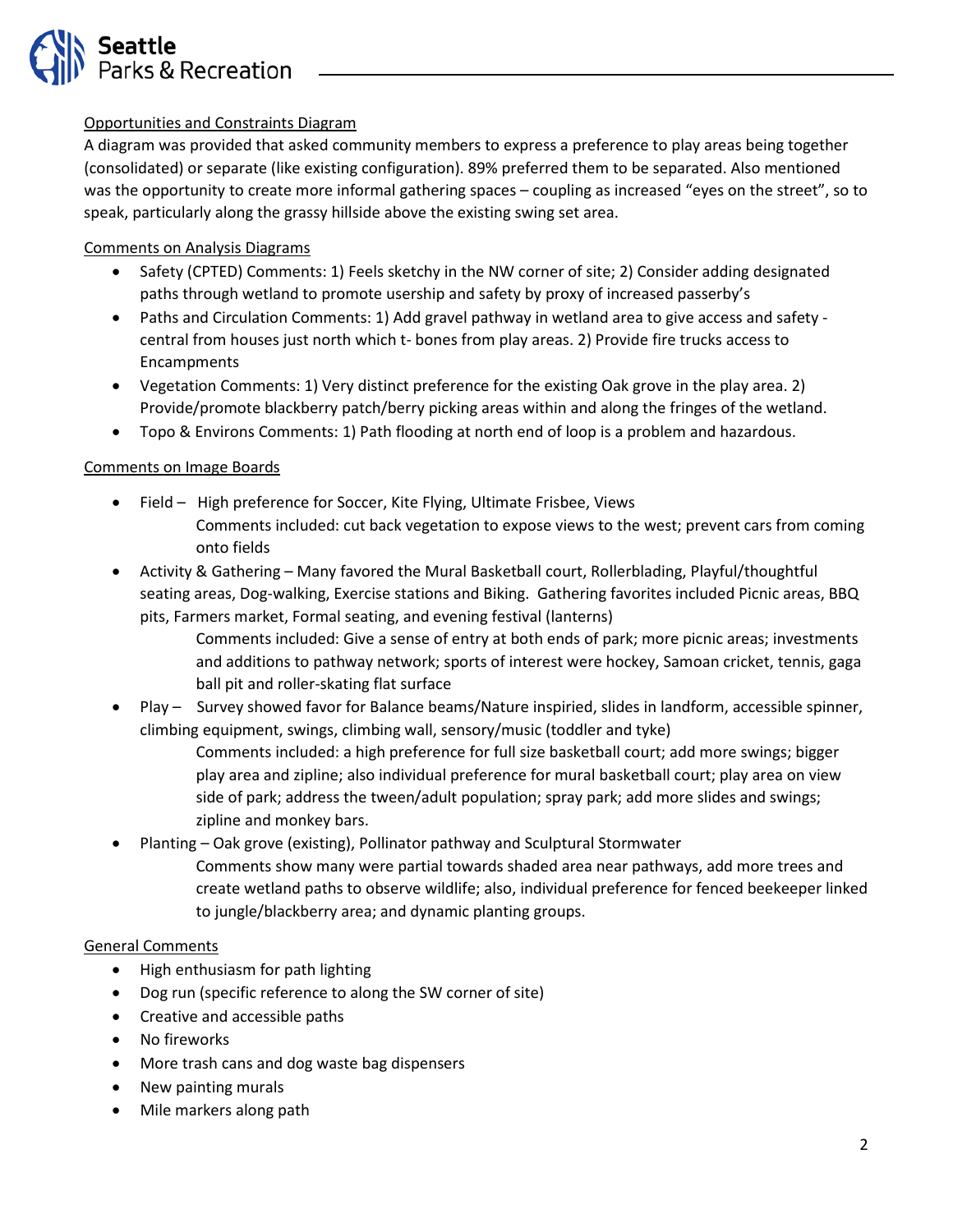<u>Opportunities and Constraints Diagram</u>

A diagram was provided that asked community members to express a preference to play areas being together (consolidated) or separate (like existing configuration). 89% preferred them to be separated. Also mentioned was the opportunity to create more informal gathering spaces – coupling as increased "eyes on the street", so to speak, particularly along the grassy hillside above the existing swing set area.

<u>Comments on Analysis Diagrams</u>

- Safety (CPTED) Comments: 1) Feels sketchy in the NW corner of site; 2) Consider adding designated paths through wetland to promote usership and safety by proxy of increased passerby's
- Paths and Circulation Comments: 1) Add gravel pathway in wetland area to give access and safety - central from houses just north which t- bones from play areas. 2) Provide fire trucks access to Encampments
- Vegetation Comments: 1) Very distinct preference for the existing Oak grove in the play area. 2) Provide/promote blackberry patch/berry picking areas within and along the fringes of the wetland.
- Topo & Environs Comments: 1) Path flooding at north end of loop is a problem and hazardous.

<u>Comments on Image Boards</u>

- Field – High preference for Soccer, Kite Flying, Ultimate Frisbee, Views

  Comments included: cut back vegetation to expose views to the west; prevent cars from coming onto fields
- Activity & Gathering – Many favored the Mural Basketball court, Rollerblading, Playful/thoughtful seating areas, Dog-walking, Exercise stations and Biking. Gathering favorites included Picnic areas, BBQ pits, Farmers market, Formal seating, and evening festival (lanterns)

  Comments included: Give a sense of entry at both ends of park; more picnic areas; investments and additions to pathway network; sports of interest were hockey, Samoan cricket, tennis, gaga ball pit and roller-skating flat surface
- Play – Survey showed favor for Balance beams/Nature inspiried, slides in landform, accessible spinner, climbing equipment, swings, climbing wall, sensory/music (toddler and tyke)

  Comments included: a high preference for full size basketball court; add more swings; bigger play area and zipline; also individual preference for mural basketball court; play area on view side of park; address the tween/adult population; spray park; add more slides and swings; zipline and monkey bars.
- Planting – Oak grove (existing), Pollinator pathway and Sculptural Stormwater

  Comments show many were partial towards shaded area near pathways, add more trees and create wetland paths to observe wildlife; also, individual preference for fenced beekeeper linked to jungle/blackberry area; and dynamic planting groups.

<u>General Comments</u>

- High enthusiasm for path lighting
- Dog run (specific reference to along the SW corner of site)
- Creative and accessible paths
- No fireworks
- More trash cans and dog waste bag dispensers
- New painting murals
- Mile markers along path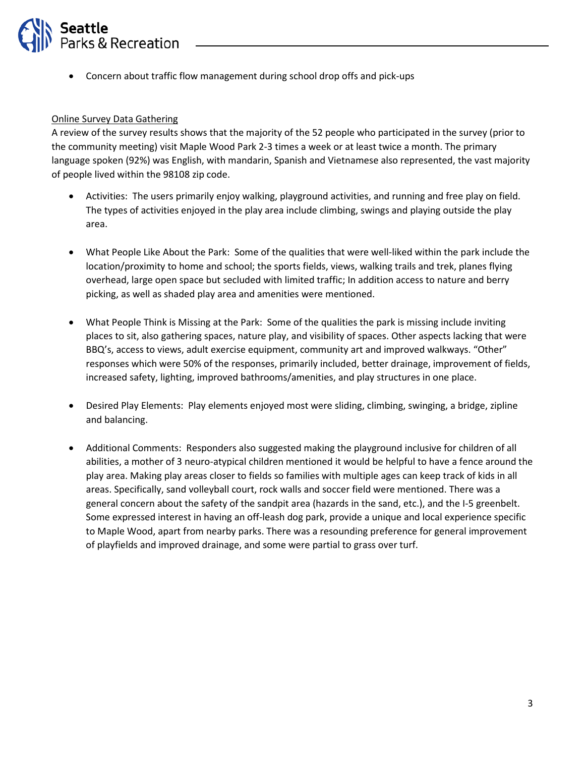- Concern about traffic flow management during school drop offs and pick-ups

<u>Online Survey Data Gathering</u>

A review of the survey results shows that the majority of the 52 people who participated in the survey (prior to the community meeting) visit Maple Wood Park 2-3 times a week or at least twice a month. The primary language spoken (92%) was English, with mandarin, Spanish and Vietnamese also represented, the vast majority of people lived within the 98108 zip code.

- Activities: The users primarily enjoy walking, playground activities, and running and free play on field. The types of activities enjoyed in the play area include climbing, swings and playing outside the play area.

- What People Like About the Park: Some of the qualities that were well-liked within the park include the location/proximity to home and school; the sports fields, views, walking trails and trek, planes flying overhead, large open space but secluded with limited traffic; In addition access to nature and berry picking, as well as shaded play area and amenities were mentioned.

- What People Think is Missing at the Park: Some of the qualities the park is missing include inviting places to sit, also gathering spaces, nature play, and visibility of spaces. Other aspects lacking that were BBQ's, access to views, adult exercise equipment, community art and improved walkways. "Other" responses which were 50% of the responses, primarily included, better drainage, improvement of fields, increased safety, lighting, improved bathrooms/amenities, and play structures in one place.

- Desired Play Elements: Play elements enjoyed most were sliding, climbing, swinging, a bridge, zipline and balancing.

- Additional Comments: Responders also suggested making the playground inclusive for children of all abilities, a mother of 3 neuro-atypical children mentioned it would be helpful to have a fence around the play area. Making play areas closer to fields so families with multiple ages can keep track of kids in all areas. Specifically, sand volleyball court, rock walls and soccer field were mentioned. There was a general concern about the safety of the sandpit area (hazards in the sand, etc.), and the I-5 greenbelt. Some expressed interest in having an off-leash dog park, provide a unique and local experience specific to Maple Wood, apart from nearby parks. There was a resounding preference for general improvement of playfields and improved drainage, and some were partial to grass over turf.